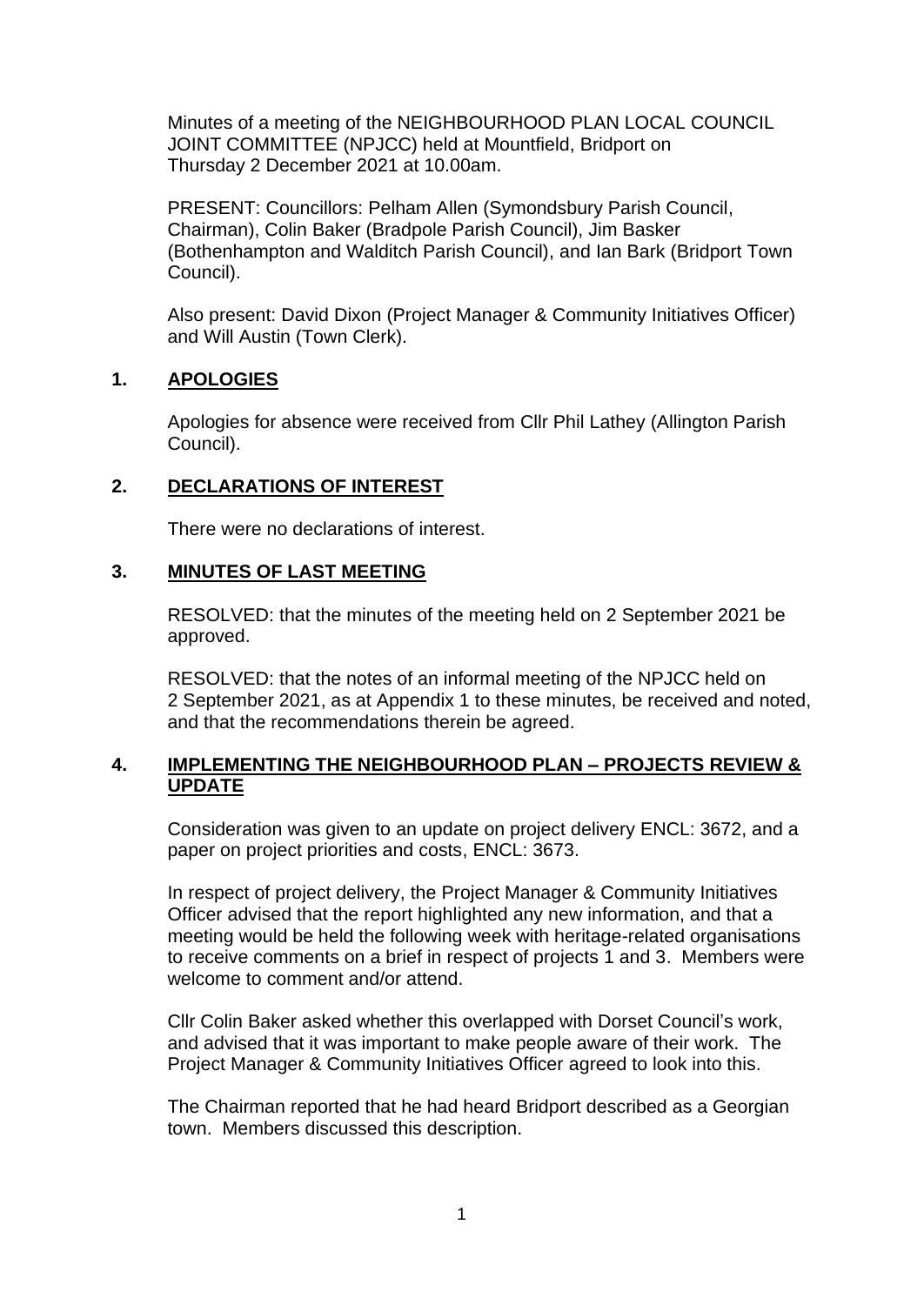Minutes of a meeting of the NEIGHBOURHOOD PLAN LOCAL COUNCIL JOINT COMMITTEE (NPJCC) held at Mountfield, Bridport on Thursday 2 December 2021 at 10.00am.

PRESENT: Councillors: Pelham Allen (Symondsbury Parish Council, Chairman), Colin Baker (Bradpole Parish Council), Jim Basker (Bothenhampton and Walditch Parish Council), and Ian Bark (Bridport Town Council).

Also present: David Dixon (Project Manager & Community Initiatives Officer) and Will Austin (Town Clerk).

## 1. APOLOGIES

Apologies for absence were received from Cllr Phil Lathey (Allington Parish Council).

## 2. DECLARATIONS OF INTEREST

There were no declarations of interest.

## 3. MINUTES OF LAST MEETING

RESOLVED: that the minutes of the meeting held on 2 September 2021 be approved.

RESOLVED: that the notes of an informal meeting of the NPJCC held on 2 September 2021, as at Appendix 1 to these minutes, be received and noted, and that the recommendations therein be agreed.

## 4. IMPLEMENTING THE NEIGHBOURHOOD PLAN – PROJECTS REVIEW & UPDATE

Consideration was given to an update on project delivery ENCL: 3672, and a paper on project priorities and costs, ENCL: 3673.

In respect of project delivery, the Project Manager & Community Initiatives Officer advised that the report highlighted any new information, and that a meeting would be held the following week with heritage-related organisations to receive comments on a brief in respect of projects 1 and 3. Members were welcome to comment and/or attend.

Cllr Colin Baker asked whether this overlapped with Dorset Council's work, and advised that it was important to make people aware of their work. The Project Manager & Community Initiatives Officer agreed to look into this.

The Chairman reported that he had heard Bridport described as a Georgian town. Members discussed this description.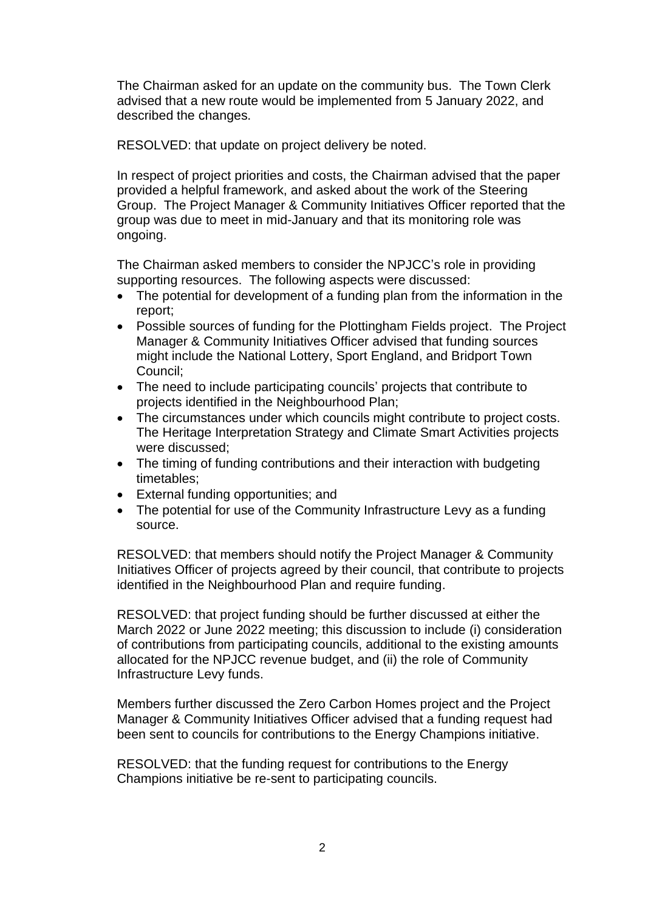The Chairman asked for an update on the community bus. The Town Clerk advised that a new route would be implemented from 5 January 2022, and described the changes.

RESOLVED: that update on project delivery be noted.

In respect of project priorities and costs, the Chairman advised that the paper provided a helpful framework, and asked about the work of the Steering Group. The Project Manager & Community Initiatives Officer reported that the group was due to meet in mid-January and that its monitoring role was ongoing.

The Chairman asked members to consider the NPJCC's role in providing supporting resources. The following aspects were discussed:

- The potential for development of a funding plan from the information in the report;
- Possible sources of funding for the Plottingham Fields project. The Project Manager & Community Initiatives Officer advised that funding sources might include the National Lottery, Sport England, and Bridport Town Council;
- The need to include participating councils' projects that contribute to projects identified in the Neighbourhood Plan;
- The circumstances under which councils might contribute to project costs. The Heritage Interpretation Strategy and Climate Smart Activities projects were discussed;
- The timing of funding contributions and their interaction with budgeting timetables;
- External funding opportunities; and
- The potential for use of the Community Infrastructure Levy as a funding source.

RESOLVED: that members should notify the Project Manager & Community Initiatives Officer of projects agreed by their council, that contribute to projects identified in the Neighbourhood Plan and require funding.

RESOLVED: that project funding should be further discussed at either the March 2022 or June 2022 meeting; this discussion to include (i) consideration of contributions from participating councils, additional to the existing amounts allocated for the NPJCC revenue budget, and (ii) the role of Community Infrastructure Levy funds.

Members further discussed the Zero Carbon Homes project and the Project Manager & Community Initiatives Officer advised that a funding request had been sent to councils for contributions to the Energy Champions initiative.

RESOLVED: that the funding request for contributions to the Energy Champions initiative be re-sent to participating councils.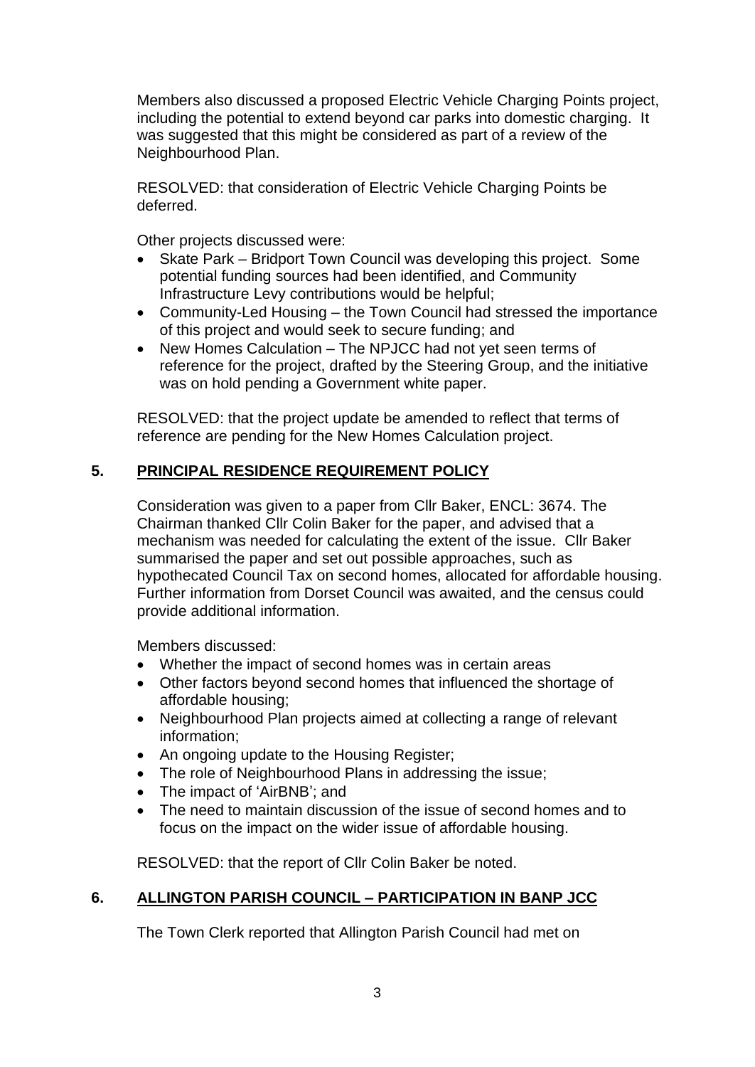Members also discussed a proposed Electric Vehicle Charging Points project, including the potential to extend beyond car parks into domestic charging. It was suggested that this might be considered as part of a review of the Neighbourhood Plan.

RESOLVED: that consideration of Electric Vehicle Charging Points be deferred.

Other projects discussed were:

- Skate Park – Bridport Town Council was developing this project. Some potential funding sources had been identified, and Community Infrastructure Levy contributions would be helpful;
- Community-Led Housing – the Town Council had stressed the importance of this project and would seek to secure funding; and
- New Homes Calculation – The NPJCC had not yet seen terms of reference for the project, drafted by the Steering Group, and the initiative was on hold pending a Government white paper.

RESOLVED: that the project update be amended to reflect that terms of reference are pending for the New Homes Calculation project.

## 5. PRINCIPAL RESIDENCE REQUIREMENT POLICY

Consideration was given to a paper from Cllr Baker, ENCL: 3674. The Chairman thanked Cllr Colin Baker for the paper, and advised that a mechanism was needed for calculating the extent of the issue. Cllr Baker summarised the paper and set out possible approaches, such as hypothecated Council Tax on second homes, allocated for affordable housing. Further information from Dorset Council was awaited, and the census could provide additional information.

Members discussed:

- Whether the impact of second homes was in certain areas
- Other factors beyond second homes that influenced the shortage of affordable housing;
- Neighbourhood Plan projects aimed at collecting a range of relevant information;
- An ongoing update to the Housing Register;
- The role of Neighbourhood Plans in addressing the issue;
- The impact of 'AirBNB'; and
- The need to maintain discussion of the issue of second homes and to focus on the impact on the wider issue of affordable housing.

RESOLVED: that the report of Cllr Colin Baker be noted.

## 6. ALLINGTON PARISH COUNCIL – PARTICIPATION IN BANP JCC

The Town Clerk reported that Allington Parish Council had met on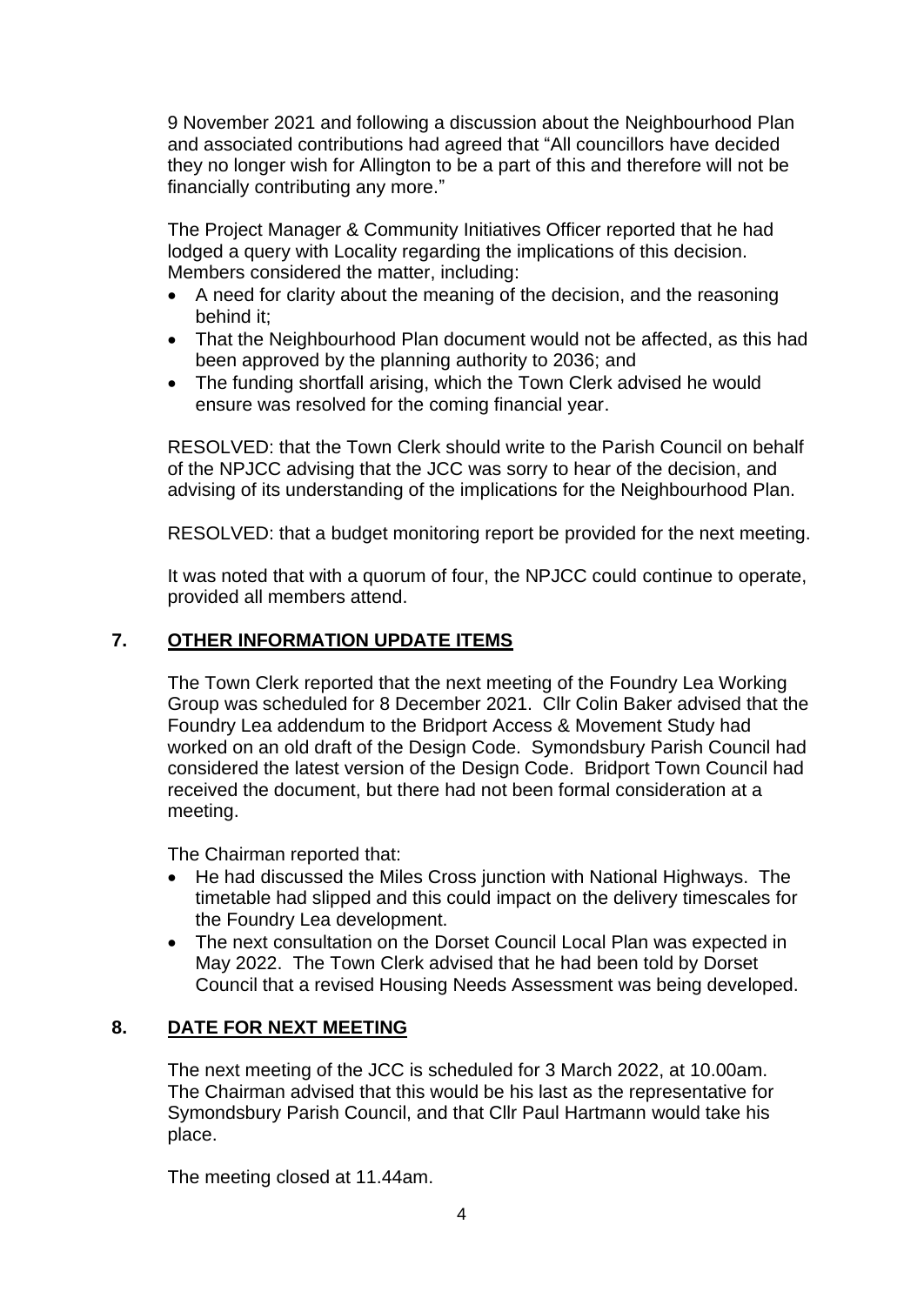9 November 2021 and following a discussion about the Neighbourhood Plan and associated contributions had agreed that "All councillors have decided they no longer wish for Allington to be a part of this and therefore will not be financially contributing any more."

The Project Manager & Community Initiatives Officer reported that he had lodged a query with Locality regarding the implications of this decision. Members considered the matter, including:

- A need for clarity about the meaning of the decision, and the reasoning behind it;
- That the Neighbourhood Plan document would not be affected, as this had been approved by the planning authority to 2036; and
- The funding shortfall arising, which the Town Clerk advised he would ensure was resolved for the coming financial year.

RESOLVED: that the Town Clerk should write to the Parish Council on behalf of the NPJCC advising that the JCC was sorry to hear of the decision, and advising of its understanding of the implications for the Neighbourhood Plan.

RESOLVED: that a budget monitoring report be provided for the next meeting.

It was noted that with a quorum of four, the NPJCC could continue to operate, provided all members attend.

## 7. OTHER INFORMATION UPDATE ITEMS

The Town Clerk reported that the next meeting of the Foundry Lea Working Group was scheduled for 8 December 2021. Cllr Colin Baker advised that the Foundry Lea addendum to the Bridport Access & Movement Study had worked on an old draft of the Design Code. Symondsbury Parish Council had considered the latest version of the Design Code. Bridport Town Council had received the document, but there had not been formal consideration at a meeting.

The Chairman reported that:

- He had discussed the Miles Cross junction with National Highways. The timetable had slipped and this could impact on the delivery timescales for the Foundry Lea development.
- The next consultation on the Dorset Council Local Plan was expected in May 2022. The Town Clerk advised that he had been told by Dorset Council that a revised Housing Needs Assessment was being developed.

## 8. DATE FOR NEXT MEETING

The next meeting of the JCC is scheduled for 3 March 2022, at 10.00am. The Chairman advised that this would be his last as the representative for Symondsbury Parish Council, and that Cllr Paul Hartmann would take his place.

The meeting closed at 11.44am.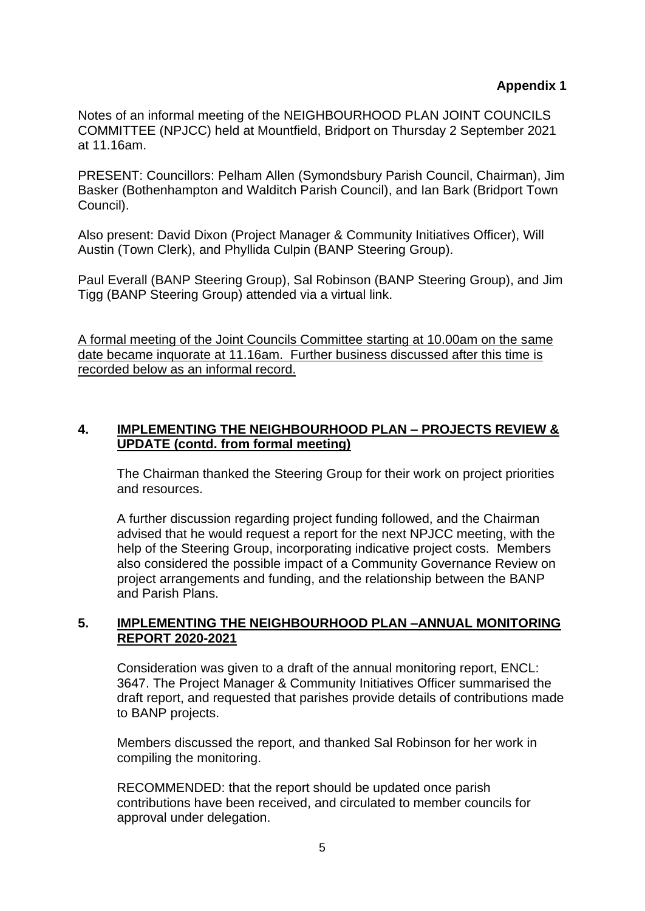**Appendix 1**

Notes of an informal meeting of the NEIGHBOURHOOD PLAN JOINT COUNCILS COMMITTEE (NPJCC) held at Mountfield, Bridport on Thursday 2 September 2021 at 11.16am.

PRESENT: Councillors: Pelham Allen (Symondsbury Parish Council, Chairman), Jim Basker (Bothenhampton and Walditch Parish Council), and Ian Bark (Bridport Town Council).

Also present: David Dixon (Project Manager & Community Initiatives Officer), Will Austin (Town Clerk), and Phyllida Culpin (BANP Steering Group).

Paul Everall (BANP Steering Group), Sal Robinson (BANP Steering Group), and Jim Tigg (BANP Steering Group) attended via a virtual link.

A formal meeting of the Joint Councils Committee starting at 10.00am on the same date became inquorate at 11.16am. Further business discussed after this time is recorded below as an informal record.

## 4. IMPLEMENTING THE NEIGHBOURHOOD PLAN – PROJECTS REVIEW & UPDATE (contd. from formal meeting)

The Chairman thanked the Steering Group for their work on project priorities and resources.

A further discussion regarding project funding followed, and the Chairman advised that he would request a report for the next NPJCC meeting, with the help of the Steering Group, incorporating indicative project costs. Members also considered the possible impact of a Community Governance Review on project arrangements and funding, and the relationship between the BANP and Parish Plans.

## 5. IMPLEMENTING THE NEIGHBOURHOOD PLAN –ANNUAL MONITORING REPORT 2020-2021

Consideration was given to a draft of the annual monitoring report, ENCL: 3647. The Project Manager & Community Initiatives Officer summarised the draft report, and requested that parishes provide details of contributions made to BANP projects.

Members discussed the report, and thanked Sal Robinson for her work in compiling the monitoring.

RECOMMENDED: that the report should be updated once parish contributions have been received, and circulated to member councils for approval under delegation.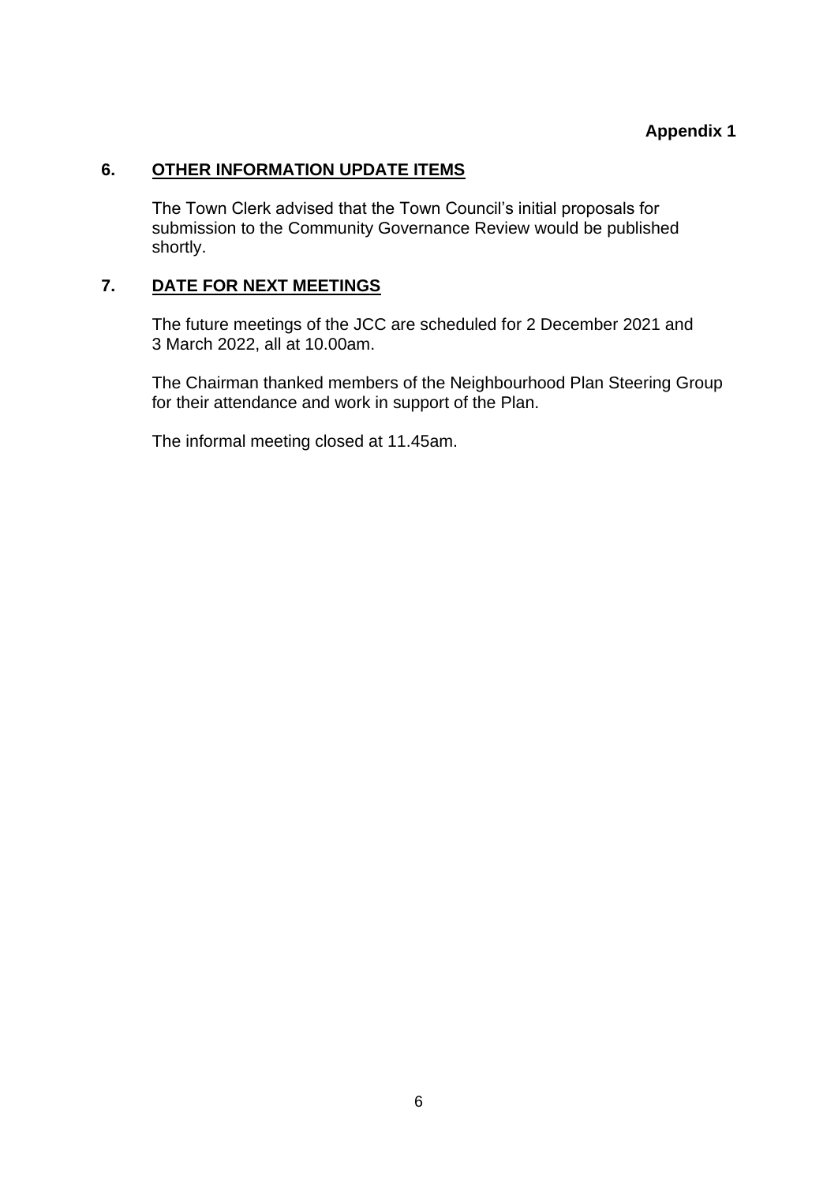**Appendix 1**

## 6. OTHER INFORMATION UPDATE ITEMS

The Town Clerk advised that the Town Council's initial proposals for submission to the Community Governance Review would be published shortly.

## 7. DATE FOR NEXT MEETINGS

The future meetings of the JCC are scheduled for 2 December 2021 and 3 March 2022, all at 10.00am.

The Chairman thanked members of the Neighbourhood Plan Steering Group for their attendance and work in support of the Plan.

The informal meeting closed at 11.45am.